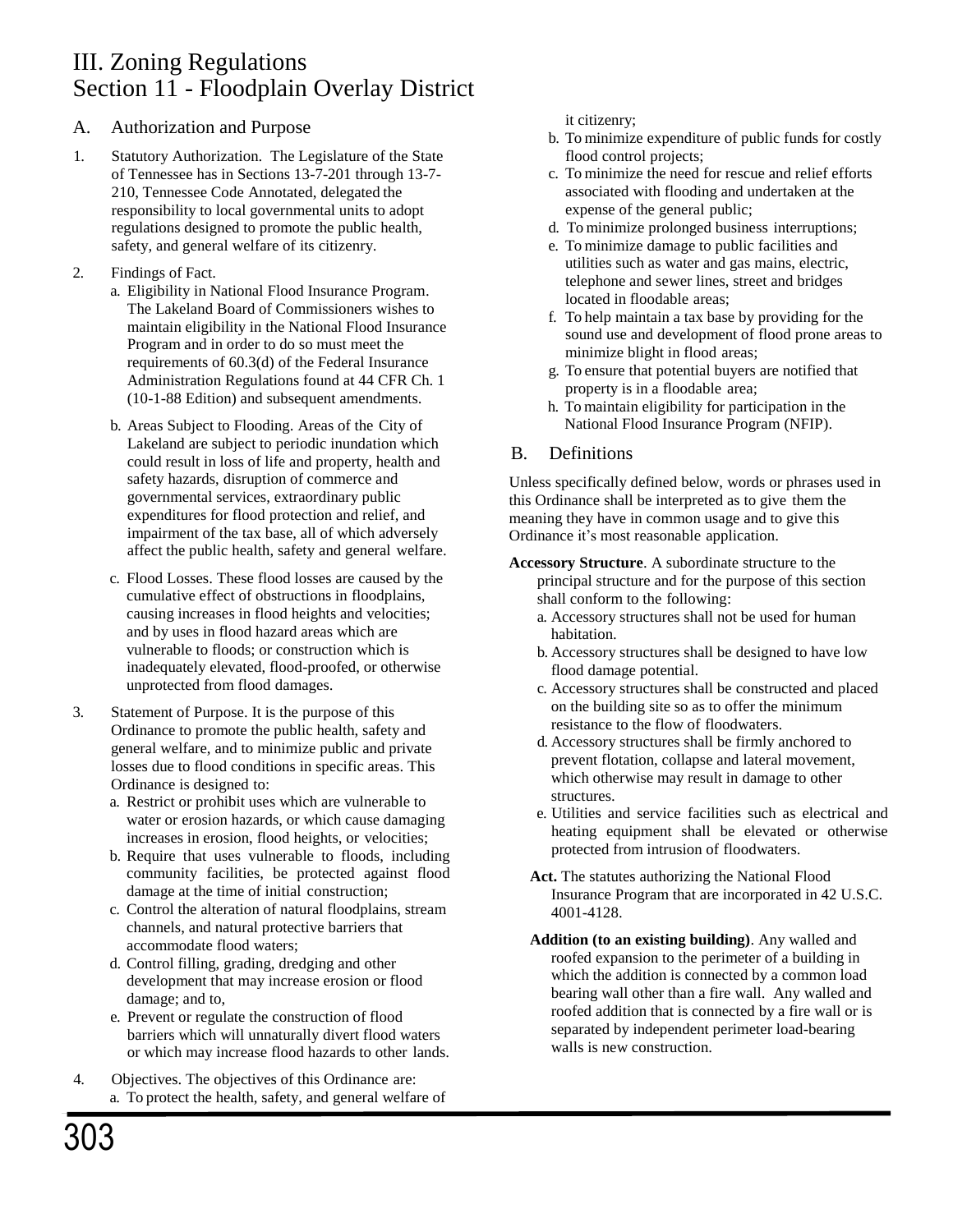# III. Zoning Regulations
# Section 11 - Floodplain Overlay District

## A. Authorization and Purpose

1. Statutory Authorization. The Legislature of the State of Tennessee has in Sections 13-7-201 through 13-7-210, Tennessee Code Annotated, delegated the responsibility to local governmental units to adopt regulations designed to promote the public health, safety, and general welfare of its citizenry.

2. Findings of Fact.
   a. Eligibility in National Flood Insurance Program. The Lakeland Board of Commissioners wishes to maintain eligibility in the National Flood Insurance Program and in order to do so must meet the requirements of 60.3(d) of the Federal Insurance Administration Regulations found at 44 CFR Ch. 1 (10-1-88 Edition) and subsequent amendments.

   b. Areas Subject to Flooding. Areas of the City of Lakeland are subject to periodic inundation which could result in loss of life and property, health and safety hazards, disruption of commerce and governmental services, extraordinary public expenditures for flood protection and relief, and impairment of the tax base, all of which adversely affect the public health, safety and general welfare.

   c. Flood Losses. These flood losses are caused by the cumulative effect of obstructions in floodplains, causing increases in flood heights and velocities; and by uses in flood hazard areas which are vulnerable to floods; or construction which is inadequately elevated, flood-proofed, or otherwise unprotected from flood damages.

3. Statement of Purpose. It is the purpose of this Ordinance to promote the public health, safety and general welfare, and to minimize public and private losses due to flood conditions in specific areas. This Ordinance is designed to:
   a. Restrict or prohibit uses which are vulnerable to water or erosion hazards, or which cause damaging increases in erosion, flood heights, or velocities;
   b. Require that uses vulnerable to floods, including community facilities, be protected against flood damage at the time of initial construction;
   c. Control the alteration of natural floodplains, stream channels, and natural protective barriers that accommodate flood waters;
   d. Control filling, grading, dredging and other development that may increase erosion or flood damage; and to,
   e. Prevent or regulate the construction of flood barriers which will unnaturally divert flood waters or which may increase flood hazards to other lands.

4. Objectives. The objectives of this Ordinance are:
   a. To protect the health, safety, and general welfare of it citizenry;
   b. To minimize expenditure of public funds for costly flood control projects;
   c. To minimize the need for rescue and relief efforts associated with flooding and undertaken at the expense of the general public;
   d. To minimize prolonged business interruptions;
   e. To minimize damage to public facilities and utilities such as water and gas mains, electric, telephone and sewer lines, street and bridges located in floodable areas;
   f. To help maintain a tax base by providing for the sound use and development of flood prone areas to minimize blight in flood areas;
   g. To ensure that potential buyers are notified that property is in a floodable area;
   h. To maintain eligibility for participation in the National Flood Insurance Program (NFIP).

## B. Definitions

Unless specifically defined below, words or phrases used in this Ordinance shall be interpreted as to give them the meaning they have in common usage and to give this Ordinance it's most reasonable application.

**Accessory Structure**. A subordinate structure to the principal structure and for the purpose of this section shall conform to the following:
   a. Accessory structures shall not be used for human habitation.
   b. Accessory structures shall be designed to have low flood damage potential.
   c. Accessory structures shall be constructed and placed on the building site so as to offer the minimum resistance to the flow of floodwaters.
   d. Accessory structures shall be firmly anchored to prevent flotation, collapse and lateral movement, which otherwise may result in damage to other structures.
   e. Utilities and service facilities such as electrical and heating equipment shall be elevated or otherwise protected from intrusion of floodwaters.

**Act.** The statutes authorizing the National Flood Insurance Program that are incorporated in 42 U.S.C. 4001-4128.

**Addition (to an existing building)**. Any walled and roofed expansion to the perimeter of a building in which the addition is connected by a common load bearing wall other than a fire wall. Any walled and roofed addition that is connected by a fire wall or is separated by independent perimeter load-bearing walls is new construction.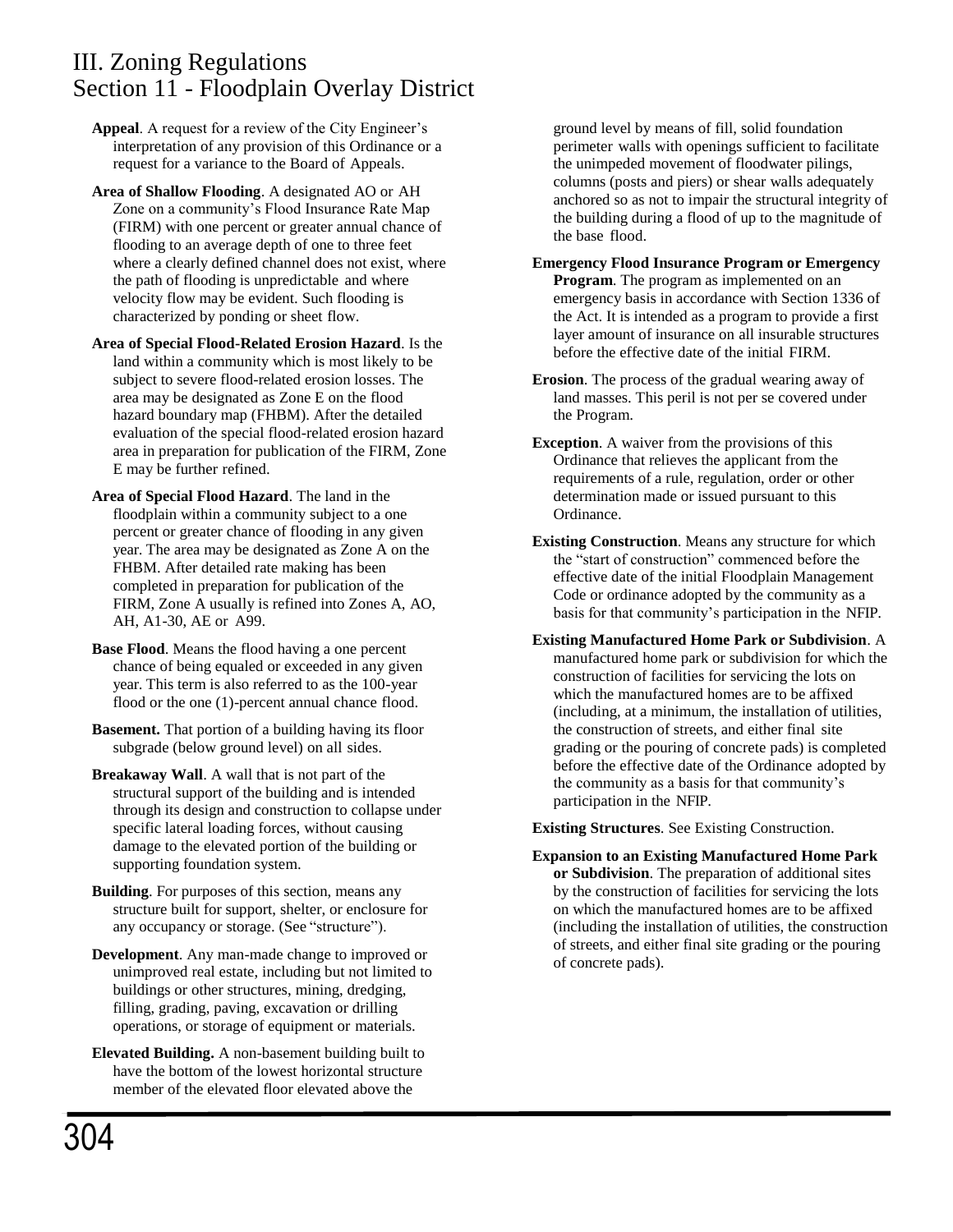# III. Zoning Regulations
## Section 11 - Floodplain Overlay District

**Appeal**. A request for a review of the City Engineer's interpretation of any provision of this Ordinance or a request for a variance to the Board of Appeals.

**Area of Shallow Flooding**. A designated AO or AH Zone on a community's Flood Insurance Rate Map (FIRM) with one percent or greater annual chance of flooding to an average depth of one to three feet where a clearly defined channel does not exist, where the path of flooding is unpredictable and where velocity flow may be evident. Such flooding is characterized by ponding or sheet flow.

**Area of Special Flood-Related Erosion Hazard**. Is the land within a community which is most likely to be subject to severe flood-related erosion losses. The area may be designated as Zone E on the flood hazard boundary map (FHBM). After the detailed evaluation of the special flood-related erosion hazard area in preparation for publication of the FIRM, Zone E may be further refined.

**Area of Special Flood Hazard**. The land in the floodplain within a community subject to a one percent or greater chance of flooding in any given year. The area may be designated as Zone A on the FHBM. After detailed rate making has been completed in preparation for publication of the FIRM, Zone A usually is refined into Zones A, AO, AH, A1-30, AE or A99.

**Base Flood**. Means the flood having a one percent chance of being equaled or exceeded in any given year. This term is also referred to as the 100-year flood or the one (1)-percent annual chance flood.

**Basement.** That portion of a building having its floor subgrade (below ground level) on all sides.

**Breakaway Wall**. A wall that is not part of the structural support of the building and is intended through its design and construction to collapse under specific lateral loading forces, without causing damage to the elevated portion of the building or supporting foundation system.

**Building**. For purposes of this section, means any structure built for support, shelter, or enclosure for any occupancy or storage. (See "structure").

**Development**. Any man-made change to improved or unimproved real estate, including but not limited to buildings or other structures, mining, dredging, filling, grading, paving, excavation or drilling operations, or storage of equipment or materials.

**Elevated Building.** A non-basement building built to have the bottom of the lowest horizontal structure member of the elevated floor elevated above the ground level by means of fill, solid foundation perimeter walls with openings sufficient to facilitate the unimpeded movement of floodwater pilings, columns (posts and piers) or shear walls adequately anchored so as not to impair the structural integrity of the building during a flood of up to the magnitude of the base flood.

**Emergency Flood Insurance Program or Emergency Program**. The program as implemented on an emergency basis in accordance with Section 1336 of the Act. It is intended as a program to provide a first layer amount of insurance on all insurable structures before the effective date of the initial FIRM.

**Erosion**. The process of the gradual wearing away of land masses. This peril is not per se covered under the Program.

**Exception**. A waiver from the provisions of this Ordinance that relieves the applicant from the requirements of a rule, regulation, order or other determination made or issued pursuant to this Ordinance.

**Existing Construction**. Means any structure for which the "start of construction" commenced before the effective date of the initial Floodplain Management Code or ordinance adopted by the community as a basis for that community's participation in the NFIP.

**Existing Manufactured Home Park or Subdivision**. A manufactured home park or subdivision for which the construction of facilities for servicing the lots on which the manufactured homes are to be affixed (including, at a minimum, the installation of utilities, the construction of streets, and either final site grading or the pouring of concrete pads) is completed before the effective date of the Ordinance adopted by the community as a basis for that community's participation in the NFIP.

**Existing Structures**. See Existing Construction.

**Expansion to an Existing Manufactured Home Park or Subdivision**. The preparation of additional sites by the construction of facilities for servicing the lots on which the manufactured homes are to be affixed (including the installation of utilities, the construction of streets, and either final site grading or the pouring of concrete pads).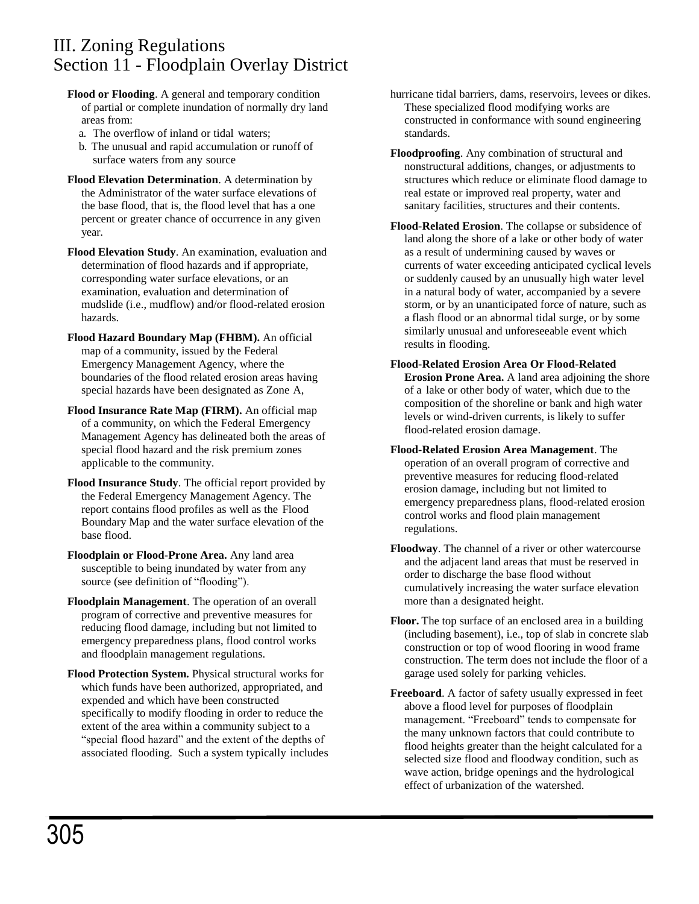**Flood or Flooding**. A general and temporary condition of partial or complete inundation of normally dry land areas from:

a. The overflow of inland or tidal waters;
b. The unusual and rapid accumulation or runoff of surface waters from any source

**Flood Elevation Determination**. A determination by the Administrator of the water surface elevations of the base flood, that is, the flood level that has a one percent or greater chance of occurrence in any given year.

**Flood Elevation Study**. An examination, evaluation and determination of flood hazards and if appropriate, corresponding water surface elevations, or an examination, evaluation and determination of mudslide (i.e., mudflow) and/or flood-related erosion hazards.

**Flood Hazard Boundary Map (FHBM).** An official map of a community, issued by the Federal Emergency Management Agency, where the boundaries of the flood related erosion areas having special hazards have been designated as Zone A,

**Flood Insurance Rate Map (FIRM).** An official map of a community, on which the Federal Emergency Management Agency has delineated both the areas of special flood hazard and the risk premium zones applicable to the community.

**Flood Insurance Study**. The official report provided by the Federal Emergency Management Agency. The report contains flood profiles as well as the Flood Boundary Map and the water surface elevation of the base flood.

**Floodplain or Flood-Prone Area.** Any land area susceptible to being inundated by water from any source (see definition of "flooding").

**Floodplain Management**. The operation of an overall program of corrective and preventive measures for reducing flood damage, including but not limited to emergency preparedness plans, flood control works and floodplain management regulations.

**Flood Protection System.** Physical structural works for which funds have been authorized, appropriated, and expended and which have been constructed specifically to modify flooding in order to reduce the extent of the area within a community subject to a "special flood hazard" and the extent of the depths of associated flooding. Such a system typically includes hurricane tidal barriers, dams, reservoirs, levees or dikes. These specialized flood modifying works are constructed in conformance with sound engineering standards.

**Floodproofing**. Any combination of structural and nonstructural additions, changes, or adjustments to structures which reduce or eliminate flood damage to real estate or improved real property, water and sanitary facilities, structures and their contents.

**Flood-Related Erosion**. The collapse or subsidence of land along the shore of a lake or other body of water as a result of undermining caused by waves or currents of water exceeding anticipated cyclical levels or suddenly caused by an unusually high water level in a natural body of water, accompanied by a severe storm, or by an unanticipated force of nature, such as a flash flood or an abnormal tidal surge, or by some similarly unusual and unforeseeable event which results in flooding.

**Flood-Related Erosion Area Or Flood-Related Erosion Prone Area.** A land area adjoining the shore of a lake or other body of water, which due to the composition of the shoreline or bank and high water levels or wind-driven currents, is likely to suffer flood-related erosion damage.

**Flood-Related Erosion Area Management**. The operation of an overall program of corrective and preventive measures for reducing flood-related erosion damage, including but not limited to emergency preparedness plans, flood-related erosion control works and flood plain management regulations.

**Floodway**. The channel of a river or other watercourse and the adjacent land areas that must be reserved in order to discharge the base flood without cumulatively increasing the water surface elevation more than a designated height.

**Floor.** The top surface of an enclosed area in a building (including basement), i.e., top of slab in concrete slab construction or top of wood flooring in wood frame construction. The term does not include the floor of a garage used solely for parking vehicles.

**Freeboard**. A factor of safety usually expressed in feet above a flood level for purposes of floodplain management. "Freeboard" tends to compensate for the many unknown factors that could contribute to flood heights greater than the height calculated for a selected size flood and floodway condition, such as wave action, bridge openings and the hydrological effect of urbanization of the watershed.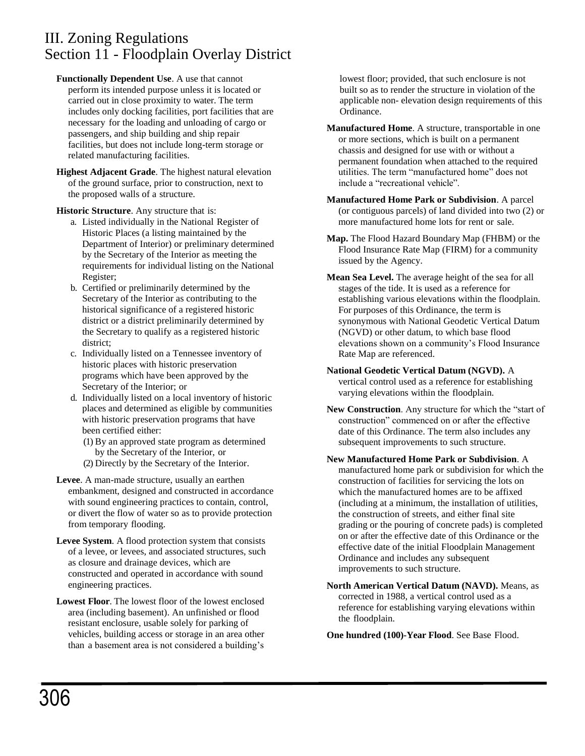**Functionally Dependent Use**. A use that cannot perform its intended purpose unless it is located or carried out in close proximity to water. The term includes only docking facilities, port facilities that are necessary for the loading and unloading of cargo or passengers, and ship building and ship repair facilities, but does not include long-term storage or related manufacturing facilities.

**Highest Adjacent Grade**. The highest natural elevation of the ground surface, prior to construction, next to the proposed walls of a structure.

**Historic Structure**. Any structure that is:

a. Listed individually in the National Register of Historic Places (a listing maintained by the Department of Interior) or preliminary determined by the Secretary of the Interior as meeting the requirements for individual listing on the National Register;
b. Certified or preliminarily determined by the Secretary of the Interior as contributing to the historical significance of a registered historic district or a district preliminarily determined by the Secretary to qualify as a registered historic district;
c. Individually listed on a Tennessee inventory of historic places with historic preservation programs which have been approved by the Secretary of the Interior; or
d. Individually listed on a local inventory of historic places and determined as eligible by communities with historic preservation programs that have been certified either:
   (1) By an approved state program as determined by the Secretary of the Interior, or
   (2) Directly by the Secretary of the Interior.

**Levee**. A man-made structure, usually an earthen embankment, designed and constructed in accordance with sound engineering practices to contain, control, or divert the flow of water so as to provide protection from temporary flooding.

**Levee System**. A flood protection system that consists of a levee, or levees, and associated structures, such as closure and drainage devices, which are constructed and operated in accordance with sound engineering practices.

**Lowest Floor**. The lowest floor of the lowest enclosed area (including basement). An unfinished or flood resistant enclosure, usable solely for parking of vehicles, building access or storage in an area other than a basement area is not considered a building's lowest floor; provided, that such enclosure is not built so as to render the structure in violation of the applicable non- elevation design requirements of this Ordinance.

**Manufactured Home**. A structure, transportable in one or more sections, which is built on a permanent chassis and designed for use with or without a permanent foundation when attached to the required utilities. The term "manufactured home" does not include a "recreational vehicle".

**Manufactured Home Park or Subdivision**. A parcel (or contiguous parcels) of land divided into two (2) or more manufactured home lots for rent or sale.

**Map.** The Flood Hazard Boundary Map (FHBM) or the Flood Insurance Rate Map (FIRM) for a community issued by the Agency.

**Mean Sea Level.** The average height of the sea for all stages of the tide. It is used as a reference for establishing various elevations within the floodplain. For purposes of this Ordinance, the term is synonymous with National Geodetic Vertical Datum (NGVD) or other datum, to which base flood elevations shown on a community's Flood Insurance Rate Map are referenced.

**National Geodetic Vertical Datum (NGVD).** A vertical control used as a reference for establishing varying elevations within the floodplain.

**New Construction**. Any structure for which the "start of construction" commenced on or after the effective date of this Ordinance. The term also includes any subsequent improvements to such structure.

**New Manufactured Home Park or Subdivision**. A manufactured home park or subdivision for which the construction of facilities for servicing the lots on which the manufactured homes are to be affixed (including at a minimum, the installation of utilities, the construction of streets, and either final site grading or the pouring of concrete pads) is completed on or after the effective date of this Ordinance or the effective date of the initial Floodplain Management Ordinance and includes any subsequent improvements to such structure.

**North American Vertical Datum (NAVD).** Means, as corrected in 1988, a vertical control used as a reference for establishing varying elevations within the floodplain.

**One hundred (100)-Year Flood**. See Base Flood.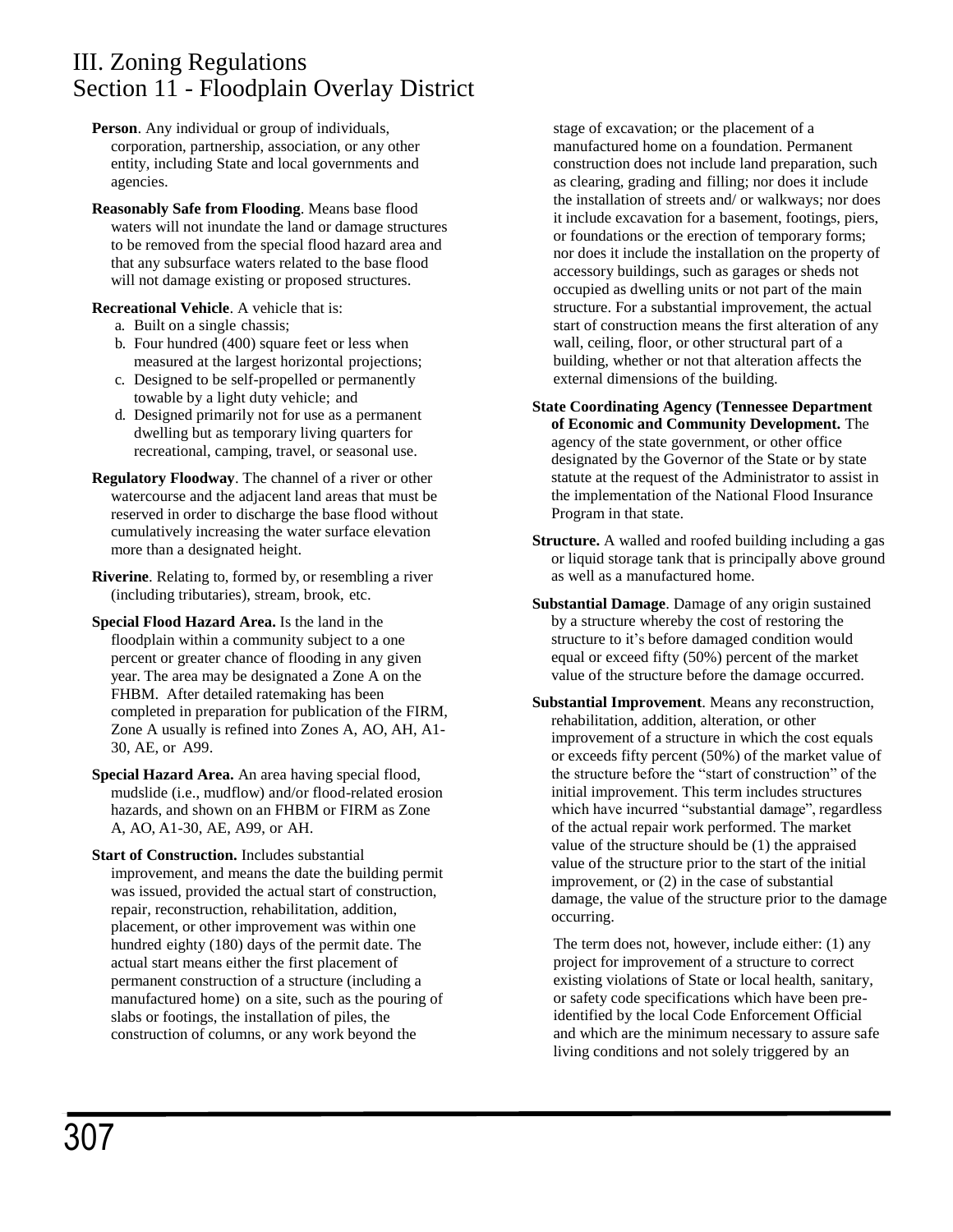# III. Zoning Regulations
## Section 11 - Floodplain Overlay District

**Person**. Any individual or group of individuals, corporation, partnership, association, or any other entity, including State and local governments and agencies.

**Reasonably Safe from Flooding**. Means base flood waters will not inundate the land or damage structures to be removed from the special flood hazard area and that any subsurface waters related to the base flood will not damage existing or proposed structures.

**Recreational Vehicle**. A vehicle that is:

a. Built on a single chassis;
b. Four hundred (400) square feet or less when measured at the largest horizontal projections;
c. Designed to be self-propelled or permanently towable by a light duty vehicle; and
d. Designed primarily not for use as a permanent dwelling but as temporary living quarters for recreational, camping, travel, or seasonal use.

**Regulatory Floodway**. The channel of a river or other watercourse and the adjacent land areas that must be reserved in order to discharge the base flood without cumulatively increasing the water surface elevation more than a designated height.

**Riverine**. Relating to, formed by, or resembling a river (including tributaries), stream, brook, etc.

**Special Flood Hazard Area.** Is the land in the floodplain within a community subject to a one percent or greater chance of flooding in any given year. The area may be designated a Zone A on the FHBM. After detailed ratemaking has been completed in preparation for publication of the FIRM, Zone A usually is refined into Zones A, AO, AH, A1-30, AE, or A99.

**Special Hazard Area.** An area having special flood, mudslide (i.e., mudflow) and/or flood-related erosion hazards, and shown on an FHBM or FIRM as Zone A, AO, A1-30, AE, A99, or AH.

**Start of Construction.** Includes substantial improvement, and means the date the building permit was issued, provided the actual start of construction, repair, reconstruction, rehabilitation, addition, placement, or other improvement was within one hundred eighty (180) days of the permit date. The actual start means either the first placement of permanent construction of a structure (including a manufactured home) on a site, such as the pouring of slabs or footings, the installation of piles, the construction of columns, or any work beyond the stage of excavation; or the placement of a manufactured home on a foundation. Permanent construction does not include land preparation, such as clearing, grading and filling; nor does it include the installation of streets and/ or walkways; nor does it include excavation for a basement, footings, piers, or foundations or the erection of temporary forms; nor does it include the installation on the property of accessory buildings, such as garages or sheds not occupied as dwelling units or not part of the main structure. For a substantial improvement, the actual start of construction means the first alteration of any wall, ceiling, floor, or other structural part of a building, whether or not that alteration affects the external dimensions of the building.

**State Coordinating Agency (Tennessee Department of Economic and Community Development.** The agency of the state government, or other office designated by the Governor of the State or by state statute at the request of the Administrator to assist in the implementation of the National Flood Insurance Program in that state.

**Structure.** A walled and roofed building including a gas or liquid storage tank that is principally above ground as well as a manufactured home.

**Substantial Damage**. Damage of any origin sustained by a structure whereby the cost of restoring the structure to it's before damaged condition would equal or exceed fifty (50%) percent of the market value of the structure before the damage occurred.

**Substantial Improvement**. Means any reconstruction, rehabilitation, addition, alteration, or other improvement of a structure in which the cost equals or exceeds fifty percent (50%) of the market value of the structure before the "start of construction" of the initial improvement. This term includes structures which have incurred "substantial damage", regardless of the actual repair work performed. The market value of the structure should be (1) the appraised value of the structure prior to the start of the initial improvement, or (2) in the case of substantial damage, the value of the structure prior to the damage occurring.

The term does not, however, include either: (1) any project for improvement of a structure to correct existing violations of State or local health, sanitary, or safety code specifications which have been pre-identified by the local Code Enforcement Official and which are the minimum necessary to assure safe living conditions and not solely triggered by an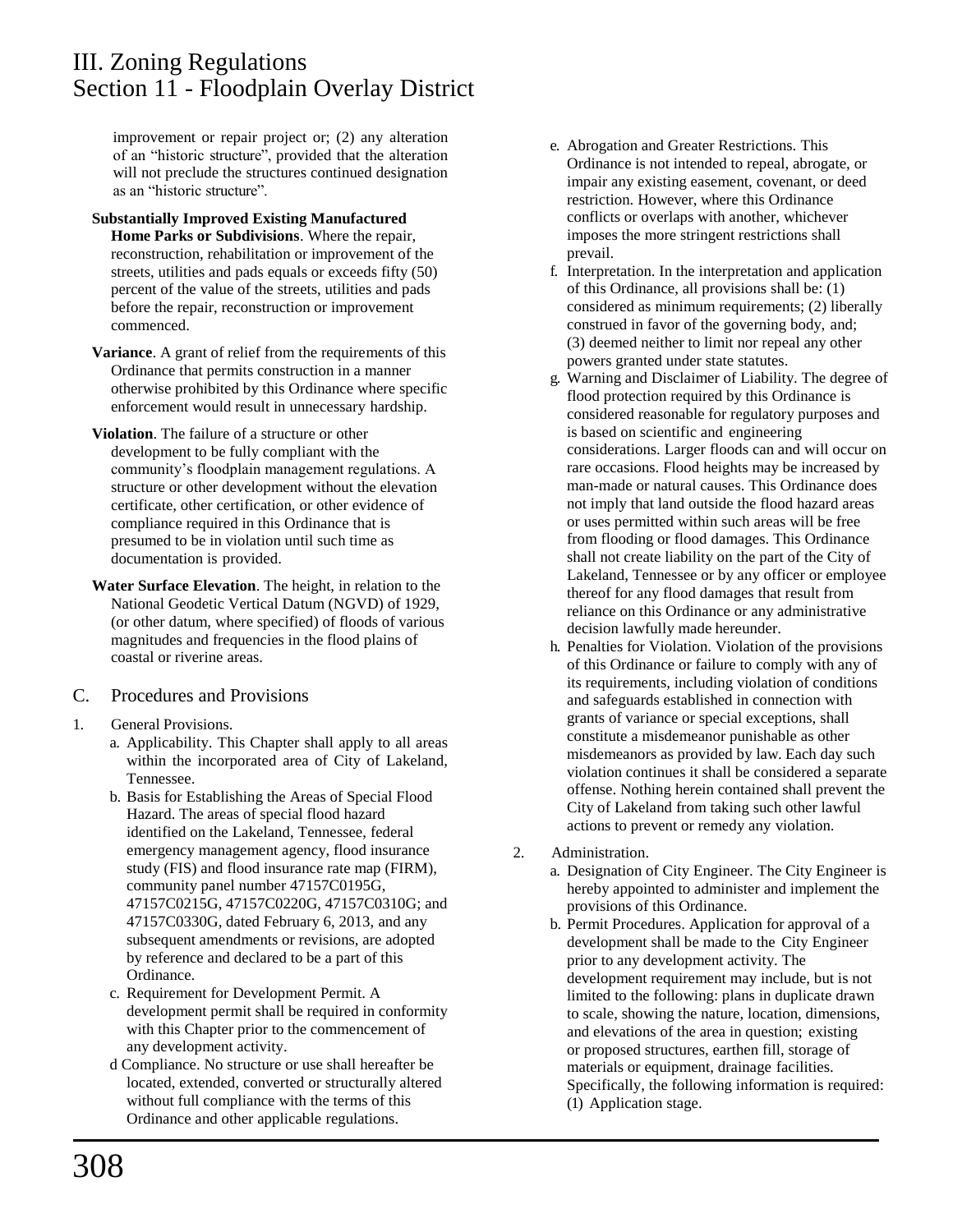improvement or repair project or; (2) any alteration of an "historic structure", provided that the alteration will not preclude the structures continued designation as an "historic structure".

**Substantially Improved Existing Manufactured Home Parks or Subdivisions**. Where the repair, reconstruction, rehabilitation or improvement of the streets, utilities and pads equals or exceeds fifty (50) percent of the value of the streets, utilities and pads before the repair, reconstruction or improvement commenced.

**Variance**. A grant of relief from the requirements of this Ordinance that permits construction in a manner otherwise prohibited by this Ordinance where specific enforcement would result in unnecessary hardship.

**Violation**. The failure of a structure or other development to be fully compliant with the community's floodplain management regulations. A structure or other development without the elevation certificate, other certification, or other evidence of compliance required in this Ordinance that is presumed to be in violation until such time as documentation is provided.

**Water Surface Elevation**. The height, in relation to the National Geodetic Vertical Datum (NGVD) of 1929, (or other datum, where specified) of floods of various magnitudes and frequencies in the flood plains of coastal or riverine areas.

## C. Procedures and Provisions

1. General Provisions.
   a. Applicability. This Chapter shall apply to all areas within the incorporated area of City of Lakeland, Tennessee.
   b. Basis for Establishing the Areas of Special Flood Hazard. The areas of special flood hazard identified on the Lakeland, Tennessee, federal emergency management agency, flood insurance study (FIS) and flood insurance rate map (FIRM), community panel number 47157C0195G, 47157C0215G, 47157C0220G, 47157C0310G; and 47157C0330G, dated February 6, 2013, and any subsequent amendments or revisions, are adopted by reference and declared to be a part of this Ordinance.
   c. Requirement for Development Permit. A development permit shall be required in conformity with this Chapter prior to the commencement of any development activity.
   d Compliance. No structure or use shall hereafter be located, extended, converted or structurally altered without full compliance with the terms of this Ordinance and other applicable regulations.
   e. Abrogation and Greater Restrictions. This Ordinance is not intended to repeal, abrogate, or impair any existing easement, covenant, or deed restriction. However, where this Ordinance conflicts or overlaps with another, whichever imposes the more stringent restrictions shall prevail.
   f. Interpretation. In the interpretation and application of this Ordinance, all provisions shall be: (1) considered as minimum requirements; (2) liberally construed in favor of the governing body, and; (3) deemed neither to limit nor repeal any other powers granted under state statutes.
   g. Warning and Disclaimer of Liability. The degree of flood protection required by this Ordinance is considered reasonable for regulatory purposes and is based on scientific and engineering considerations. Larger floods can and will occur on rare occasions. Flood heights may be increased by man-made or natural causes. This Ordinance does not imply that land outside the flood hazard areas or uses permitted within such areas will be free from flooding or flood damages. This Ordinance shall not create liability on the part of the City of Lakeland, Tennessee or by any officer or employee thereof for any flood damages that result from reliance on this Ordinance or any administrative decision lawfully made hereunder.
   h. Penalties for Violation. Violation of the provisions of this Ordinance or failure to comply with any of its requirements, including violation of conditions and safeguards established in connection with grants of variance or special exceptions, shall constitute a misdemeanor punishable as other misdemeanors as provided by law. Each day such violation continues it shall be considered a separate offense. Nothing herein contained shall prevent the City of Lakeland from taking such other lawful actions to prevent or remedy any violation.
2. Administration.
   a. Designation of City Engineer. The City Engineer is hereby appointed to administer and implement the provisions of this Ordinance.
   b. Permit Procedures. Application for approval of a development shall be made to the City Engineer prior to any development activity. The development requirement may include, but is not limited to the following: plans in duplicate drawn to scale, showing the nature, location, dimensions, and elevations of the area in question; existing or proposed structures, earthen fill, storage of materials or equipment, drainage facilities. Specifically, the following information is required:
      (1) Application stage.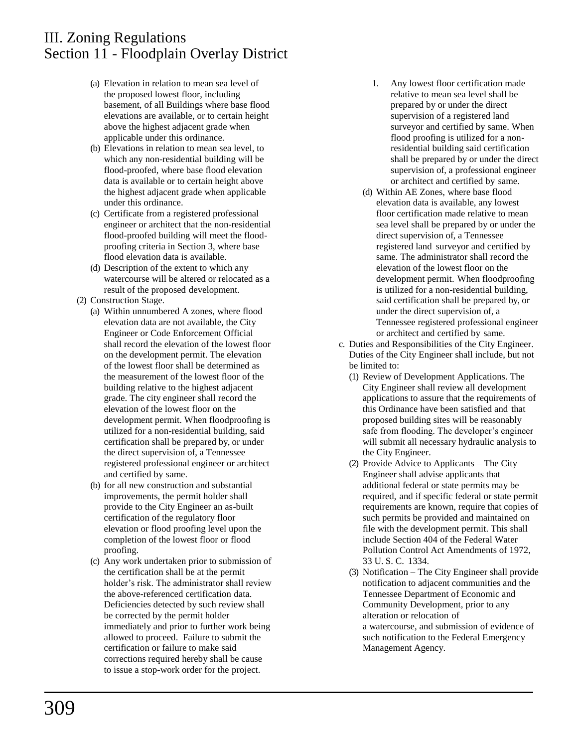(a) Elevation in relation to mean sea level of the proposed lowest floor, including basement, of all Buildings where base flood elevations are available, or to certain height above the highest adjacent grade when applicable under this ordinance.

(b) Elevations in relation to mean sea level, to which any non-residential building will be flood-proofed, where base flood elevation data is available or to certain height above the highest adjacent grade when applicable under this ordinance.

(c) Certificate from a registered professional engineer or architect that the non-residential flood-proofed building will meet the flood-proofing criteria in Section 3, where base flood elevation data is available.

(d) Description of the extent to which any watercourse will be altered or relocated as a result of the proposed development.

(2) Construction Stage.

(a) Within unnumbered A zones, where flood elevation data are not available, the City Engineer or Code Enforcement Official shall record the elevation of the lowest floor on the development permit. The elevation of the lowest floor shall be determined as the measurement of the lowest floor of the building relative to the highest adjacent grade. The city engineer shall record the elevation of the lowest floor on the development permit. When floodproofing is utilized for a non-residential building, said certification shall be prepared by, or under the direct supervision of, a Tennessee registered professional engineer or architect and certified by same.

(b) for all new construction and substantial improvements, the permit holder shall provide to the City Engineer an as-built certification of the regulatory floor elevation or flood proofing level upon the completion of the lowest floor or flood proofing.

(c) Any work undertaken prior to submission of the certification shall be at the permit holder's risk. The administrator shall review the above-referenced certification data. Deficiencies detected by such review shall be corrected by the permit holder immediately and prior to further work being allowed to proceed. Failure to submit the certification or failure to make said corrections required hereby shall be cause to issue a stop-work order for the project.

1. Any lowest floor certification made relative to mean sea level shall be prepared by or under the direct supervision of a registered land surveyor and certified by same. When flood proofing is utilized for a non-residential building said certification shall be prepared by or under the direct supervision of, a professional engineer or architect and certified by same.

(d) Within AE Zones, where base flood elevation data is available, any lowest floor certification made relative to mean sea level shall be prepared by or under the direct supervision of, a Tennessee registered land surveyor and certified by same. The administrator shall record the elevation of the lowest floor on the development permit. When floodproofing is utilized for a non-residential building, said certification shall be prepared by, or under the direct supervision of, a Tennessee registered professional engineer or architect and certified by same.

c. Duties and Responsibilities of the City Engineer. Duties of the City Engineer shall include, but not be limited to:

(1) Review of Development Applications. The City Engineer shall review all development applications to assure that the requirements of this Ordinance have been satisfied and that proposed building sites will be reasonably safe from flooding. The developer's engineer will submit all necessary hydraulic analysis to the City Engineer.

(2) Provide Advice to Applicants – The City Engineer shall advise applicants that additional federal or state permits may be required, and if specific federal or state permit requirements are known, require that copies of such permits be provided and maintained on file with the development permit. This shall include Section 404 of the Federal Water Pollution Control Act Amendments of 1972, 33 U. S. C. 1334.

(3) Notification – The City Engineer shall provide notification to adjacent communities and the Tennessee Department of Economic and Community Development, prior to any alteration or relocation of a watercourse, and submission of evidence of such notification to the Federal Emergency Management Agency.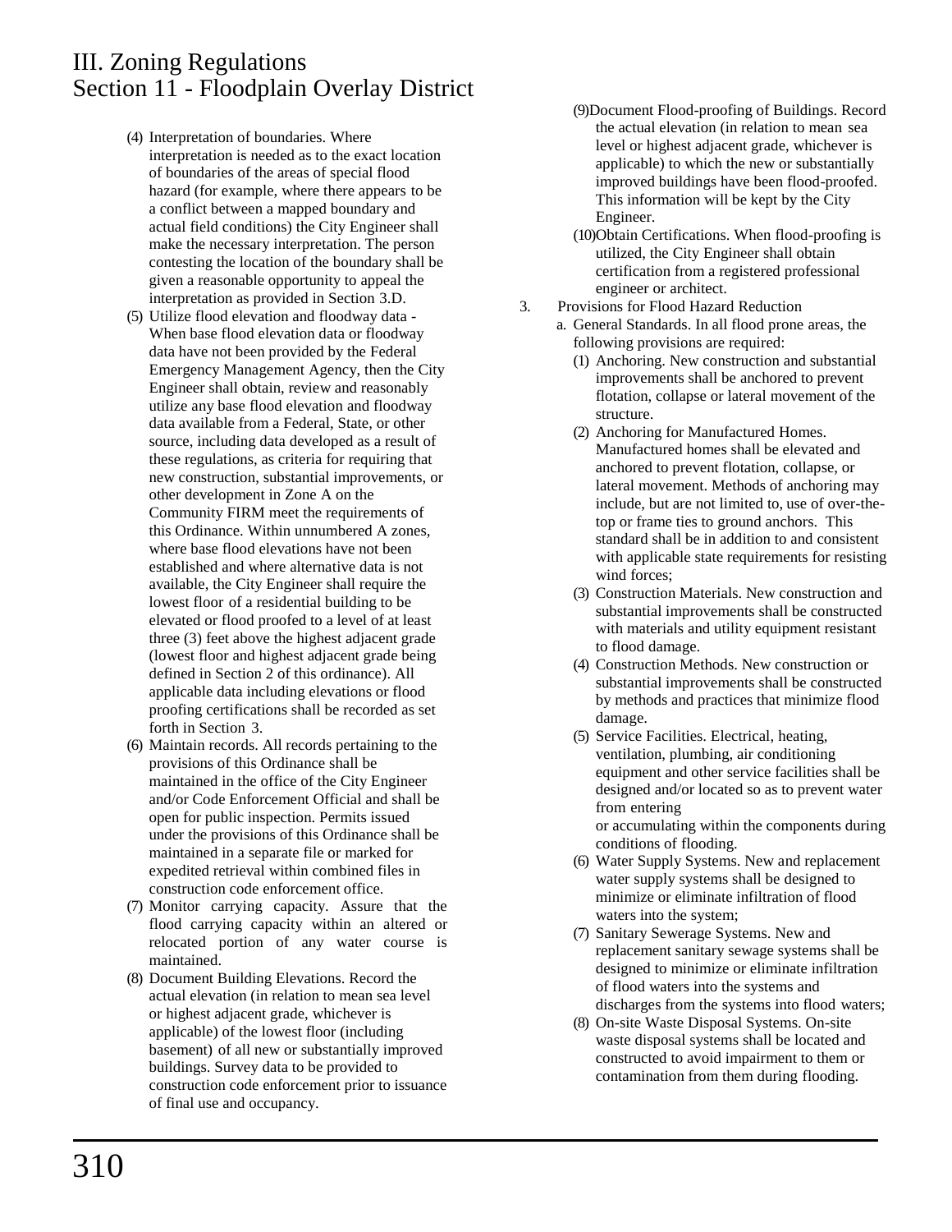# III. Zoning Regulations
## Section 11 - Floodplain Overlay District

(4) Interpretation of boundaries. Where interpretation is needed as to the exact location of boundaries of the areas of special flood hazard (for example, where there appears to be a conflict between a mapped boundary and actual field conditions) the City Engineer shall make the necessary interpretation. The person contesting the location of the boundary shall be given a reasonable opportunity to appeal the interpretation as provided in Section 3.D.

(5) Utilize flood elevation and floodway data - When base flood elevation data or floodway data have not been provided by the Federal Emergency Management Agency, then the City Engineer shall obtain, review and reasonably utilize any base flood elevation and floodway data available from a Federal, State, or other source, including data developed as a result of these regulations, as criteria for requiring that new construction, substantial improvements, or other development in Zone A on the Community FIRM meet the requirements of this Ordinance. Within unnumbered A zones, where base flood elevations have not been established and where alternative data is not available, the City Engineer shall require the lowest floor of a residential building to be elevated or flood proofed to a level of at least three (3) feet above the highest adjacent grade (lowest floor and highest adjacent grade being defined in Section 2 of this ordinance). All applicable data including elevations or flood proofing certifications shall be recorded as set forth in Section 3.

(6) Maintain records. All records pertaining to the provisions of this Ordinance shall be maintained in the office of the City Engineer and/or Code Enforcement Official and shall be open for public inspection. Permits issued under the provisions of this Ordinance shall be maintained in a separate file or marked for expedited retrieval within combined files in construction code enforcement office.

(7) Monitor carrying capacity. Assure that the flood carrying capacity within an altered or relocated portion of any water course is maintained.

(8) Document Building Elevations. Record the actual elevation (in relation to mean sea level or highest adjacent grade, whichever is applicable) of the lowest floor (including basement) of all new or substantially improved buildings. Survey data to be provided to construction code enforcement prior to issuance of final use and occupancy.

(9) Document Flood-proofing of Buildings. Record the actual elevation (in relation to mean sea level or highest adjacent grade, whichever is applicable) to which the new or substantially improved buildings have been flood-proofed. This information will be kept by the City Engineer.

(10) Obtain Certifications. When flood-proofing is utilized, the City Engineer shall obtain certification from a registered professional engineer or architect.

3. Provisions for Flood Hazard Reduction

a. General Standards. In all flood prone areas, the following provisions are required:

(1) Anchoring. New construction and substantial improvements shall be anchored to prevent flotation, collapse or lateral movement of the structure.

(2) Anchoring for Manufactured Homes. Manufactured homes shall be elevated and anchored to prevent flotation, collapse, or lateral movement. Methods of anchoring may include, but are not limited to, use of over-the-top or frame ties to ground anchors. This standard shall be in addition to and consistent with applicable state requirements for resisting wind forces;

(3) Construction Materials. New construction and substantial improvements shall be constructed with materials and utility equipment resistant to flood damage.

(4) Construction Methods. New construction or substantial improvements shall be constructed by methods and practices that minimize flood damage.

(5) Service Facilities. Electrical, heating, ventilation, plumbing, air conditioning equipment and other service facilities shall be designed and/or located so as to prevent water from entering or accumulating within the components during conditions of flooding.

(6) Water Supply Systems. New and replacement water supply systems shall be designed to minimize or eliminate infiltration of flood waters into the system;

(7) Sanitary Sewerage Systems. New and replacement sanitary sewage systems shall be designed to minimize or eliminate infiltration of flood waters into the systems and discharges from the systems into flood waters;

(8) On-site Waste Disposal Systems. On-site waste disposal systems shall be located and constructed to avoid impairment to them or contamination from them during flooding.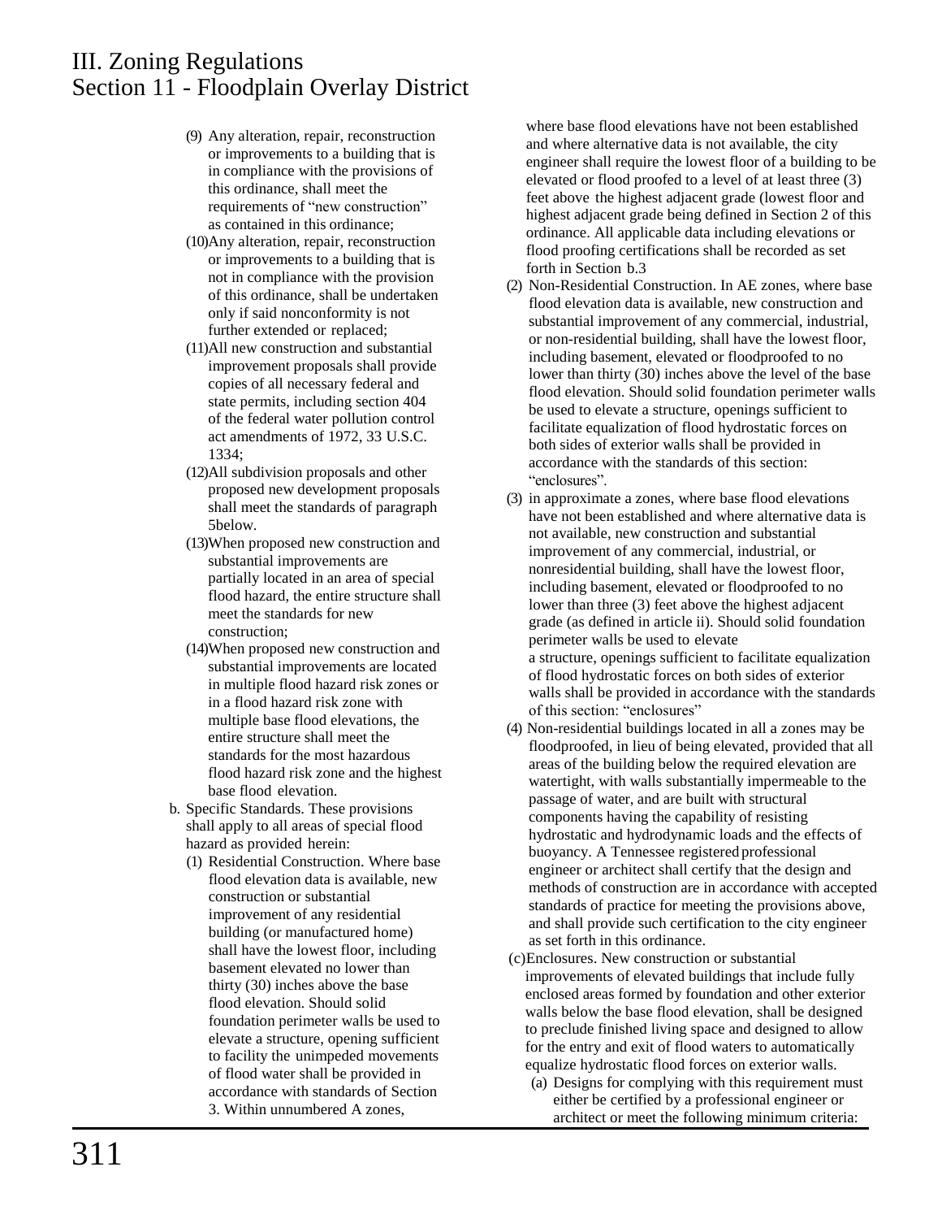# III. Zoning Regulations
## Section 11 - Floodplain Overlay District

(9) Any alteration, repair, reconstruction or improvements to a building that is in compliance with the provisions of this ordinance, shall meet the requirements of "new construction" as contained in this ordinance;

(10) Any alteration, repair, reconstruction or improvements to a building that is not in compliance with the provision of this ordinance, shall be undertaken only if said nonconformity is not further extended or replaced;

(11) All new construction and substantial improvement proposals shall provide copies of all necessary federal and state permits, including section 404 of the federal water pollution control act amendments of 1972, 33 U.S.C. 1334;

(12) All subdivision proposals and other proposed new development proposals shall meet the standards of paragraph 5below.

(13) When proposed new construction and substantial improvements are partially located in an area of special flood hazard, the entire structure shall meet the standards for new construction;

(14) When proposed new construction and substantial improvements are located in multiple flood hazard risk zones or in a flood hazard risk zone with multiple base flood elevations, the entire structure shall meet the standards for the most hazardous flood hazard risk zone and the highest base flood elevation.

b. Specific Standards. These provisions shall apply to all areas of special flood hazard as provided herein:

(1) Residential Construction. Where base flood elevation data is available, new construction or substantial improvement of any residential building (or manufactured home) shall have the lowest floor, including basement elevated no lower than thirty (30) inches above the base flood elevation. Should solid foundation perimeter walls be used to elevate a structure, opening sufficient to facility the unimpeded movements of flood water shall be provided in accordance with standards of Section 3. Within unnumbered A zones, where base flood elevations have not been established and where alternative data is not available, the city engineer shall require the lowest floor of a building to be elevated or flood proofed to a level of at least three (3) feet above the highest adjacent grade (lowest floor and highest adjacent grade being defined in Section 2 of this ordinance. All applicable data including elevations or flood proofing certifications shall be recorded as set forth in Section b.3

(2) Non-Residential Construction. In AE zones, where base flood elevation data is available, new construction and substantial improvement of any commercial, industrial, or non-residential building, shall have the lowest floor, including basement, elevated or floodproofed to no lower than thirty (30) inches above the level of the base flood elevation. Should solid foundation perimeter walls be used to elevate a structure, openings sufficient to facilitate equalization of flood hydrostatic forces on both sides of exterior walls shall be provided in accordance with the standards of this section: "enclosures".

(3) in approximate a zones, where base flood elevations have not been established and where alternative data is not available, new construction and substantial improvement of any commercial, industrial, or nonresidential building, shall have the lowest floor, including basement, elevated or floodproofed to no lower than three (3) feet above the highest adjacent grade (as defined in article ii). Should solid foundation perimeter walls be used to elevate a structure, openings sufficient to facilitate equalization of flood hydrostatic forces on both sides of exterior walls shall be provided in accordance with the standards of this section: "enclosures"

(4) Non-residential buildings located in all a zones may be floodproofed, in lieu of being elevated, provided that all areas of the building below the required elevation are watertight, with walls substantially impermeable to the passage of water, and are built with structural components having the capability of resisting hydrostatic and hydrodynamic loads and the effects of buoyancy. A Tennessee registered professional engineer or architect shall certify that the design and methods of construction are in accordance with accepted standards of practice for meeting the provisions above, and shall provide such certification to the city engineer as set forth in this ordinance.

(c) Enclosures. New construction or substantial improvements of elevated buildings that include fully enclosed areas formed by foundation and other exterior walls below the base flood elevation, shall be designed to preclude finished living space and designed to allow for the entry and exit of flood waters to automatically equalize hydrostatic flood forces on exterior walls.

(a) Designs for complying with this requirement must either be certified by a professional engineer or architect or meet the following minimum criteria: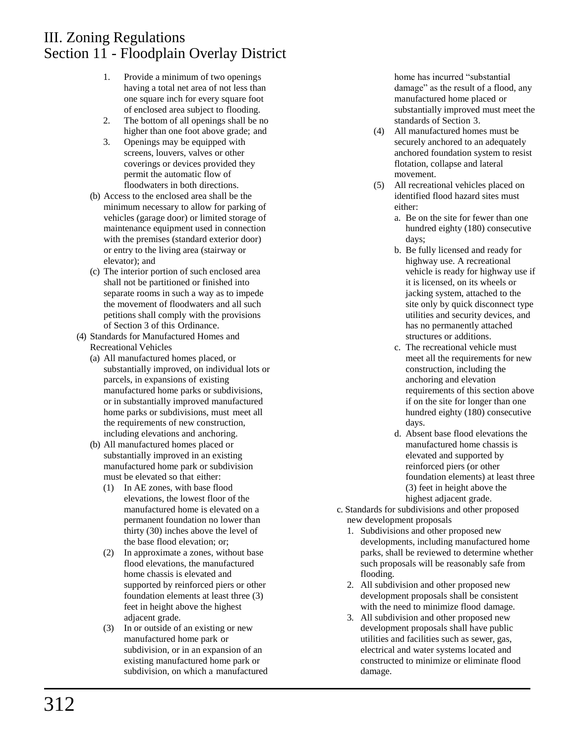# III. Zoning Regulations
## Section 11 - Floodplain Overlay District

1. Provide a minimum of two openings having a total net area of not less than one square inch for every square foot of enclosed area subject to flooding.
2. The bottom of all openings shall be no higher than one foot above grade; and
3. Openings may be equipped with screens, louvers, valves or other coverings or devices provided they permit the automatic flow of floodwaters in both directions.

(b) Access to the enclosed area shall be the minimum necessary to allow for parking of vehicles (garage door) or limited storage of maintenance equipment used in connection with the premises (standard exterior door) or entry to the living area (stairway or elevator); and

(c) The interior portion of such enclosed area shall not be partitioned or finished into separate rooms in such a way as to impede the movement of floodwaters and all such petitions shall comply with the provisions of Section 3 of this Ordinance.

(4) Standards for Manufactured Homes and Recreational Vehicles

(a) All manufactured homes placed, or substantially improved, on individual lots or parcels, in expansions of existing manufactured home parks or subdivisions, or in substantially improved manufactured home parks or subdivisions, must meet all the requirements of new construction, including elevations and anchoring.

(b) All manufactured homes placed or substantially improved in an existing manufactured home park or subdivision must be elevated so that either:

(1) In AE zones, with base flood elevations, the lowest floor of the manufactured home is elevated on a permanent foundation no lower than thirty (30) inches above the level of the base flood elevation; or;

(2) In approximate a zones, without base flood elevations, the manufactured home chassis is elevated and supported by reinforced piers or other foundation elements at least three (3) feet in height above the highest adjacent grade.

(3) In or outside of an existing or new manufactured home park or subdivision, or in an expansion of an existing manufactured home park or subdivision, on which a manufactured home has incurred "substantial damage" as the result of a flood, any manufactured home placed or substantially improved must meet the standards of Section 3.

(4) All manufactured homes must be securely anchored to an adequately anchored foundation system to resist flotation, collapse and lateral movement.

(5) All recreational vehicles placed on identified flood hazard sites must either:

a. Be on the site for fewer than one hundred eighty (180) consecutive days;
b. Be fully licensed and ready for highway use. A recreational vehicle is ready for highway use if it is licensed, on its wheels or jacking system, attached to the site only by quick disconnect type utilities and security devices, and has no permanently attached structures or additions.
c. The recreational vehicle must meet all the requirements for new construction, including the anchoring and elevation requirements of this section above if on the site for longer than one hundred eighty (180) consecutive days.
d. Absent base flood elevations the manufactured home chassis is elevated and supported by reinforced piers (or other foundation elements) at least three (3) feet in height above the highest adjacent grade.

c. Standards for subdivisions and other proposed new development proposals

1. Subdivisions and other proposed new developments, including manufactured home parks, shall be reviewed to determine whether such proposals will be reasonably safe from flooding.
2. All subdivision and other proposed new development proposals shall be consistent with the need to minimize flood damage.
3. All subdivision and other proposed new development proposals shall have public utilities and facilities such as sewer, gas, electrical and water systems located and constructed to minimize or eliminate flood damage.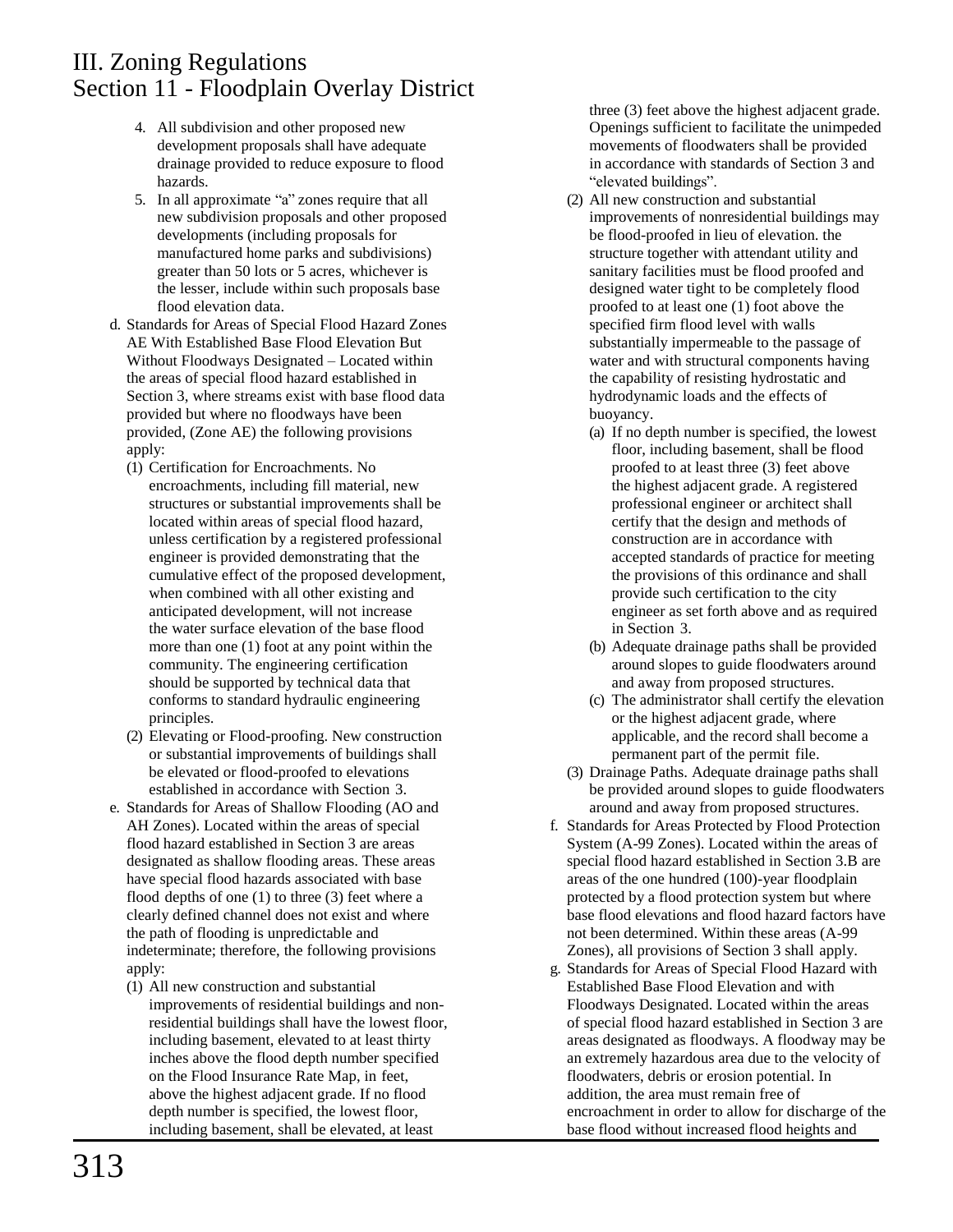# III. Zoning Regulations
## Section 11 - Floodplain Overlay District

4. All subdivision and other proposed new development proposals shall have adequate drainage provided to reduce exposure to flood hazards.
5. In all approximate "a" zones require that all new subdivision proposals and other proposed developments (including proposals for manufactured home parks and subdivisions) greater than 50 lots or 5 acres, whichever is the lesser, include within such proposals base flood elevation data.

d. Standards for Areas of Special Flood Hazard Zones AE With Established Base Flood Elevation But Without Floodways Designated – Located within the areas of special flood hazard established in Section 3, where streams exist with base flood data provided but where no floodways have been provided, (Zone AE) the following provisions apply:

(1) Certification for Encroachments. No encroachments, including fill material, new structures or substantial improvements shall be located within areas of special flood hazard, unless certification by a registered professional engineer is provided demonstrating that the cumulative effect of the proposed development, when combined with all other existing and anticipated development, will not increase the water surface elevation of the base flood more than one (1) foot at any point within the community. The engineering certification should be supported by technical data that conforms to standard hydraulic engineering principles.

(2) Elevating or Flood-proofing. New construction or substantial improvements of buildings shall be elevated or flood-proofed to elevations established in accordance with Section 3.

e. Standards for Areas of Shallow Flooding (AO and AH Zones). Located within the areas of special flood hazard established in Section 3 are areas designated as shallow flooding areas. These areas have special flood hazards associated with base flood depths of one (1) to three (3) feet where a clearly defined channel does not exist and where the path of flooding is unpredictable and indeterminate; therefore, the following provisions apply:

(1) All new construction and substantial improvements of residential buildings and non-residential buildings shall have the lowest floor, including basement, elevated to at least thirty inches above the flood depth number specified on the Flood Insurance Rate Map, in feet, above the highest adjacent grade. If no flood depth number is specified, the lowest floor, including basement, shall be elevated, at least three (3) feet above the highest adjacent grade. Openings sufficient to facilitate the unimpeded movements of floodwaters shall be provided in accordance with standards of Section 3 and "elevated buildings".

(2) All new construction and substantial improvements of nonresidential buildings may be flood-proofed in lieu of elevation. the structure together with attendant utility and sanitary facilities must be flood proofed and designed water tight to be completely flood proofed to at least one (1) foot above the specified firm flood level with walls substantially impermeable to the passage of water and with structural components having the capability of resisting hydrostatic and hydrodynamic loads and the effects of buoyancy.

(a) If no depth number is specified, the lowest floor, including basement, shall be flood proofed to at least three (3) feet above the highest adjacent grade. A registered professional engineer or architect shall certify that the design and methods of construction are in accordance with accepted standards of practice for meeting the provisions of this ordinance and shall provide such certification to the city engineer as set forth above and as required in Section 3.

(b) Adequate drainage paths shall be provided around slopes to guide floodwaters around and away from proposed structures.

(c) The administrator shall certify the elevation or the highest adjacent grade, where applicable, and the record shall become a permanent part of the permit file.

(3) Drainage Paths. Adequate drainage paths shall be provided around slopes to guide floodwaters around and away from proposed structures.

f. Standards for Areas Protected by Flood Protection System (A-99 Zones). Located within the areas of special flood hazard established in Section 3.B are areas of the one hundred (100)-year floodplain protected by a flood protection system but where base flood elevations and flood hazard factors have not been determined. Within these areas (A-99 Zones), all provisions of Section 3 shall apply.

g. Standards for Areas of Special Flood Hazard with Established Base Flood Elevation and with Floodways Designated. Located within the areas of special flood hazard established in Section 3 are areas designated as floodways. A floodway may be an extremely hazardous area due to the velocity of floodwaters, debris or erosion potential. In addition, the area must remain free of encroachment in order to allow for discharge of the base flood without increased flood heights and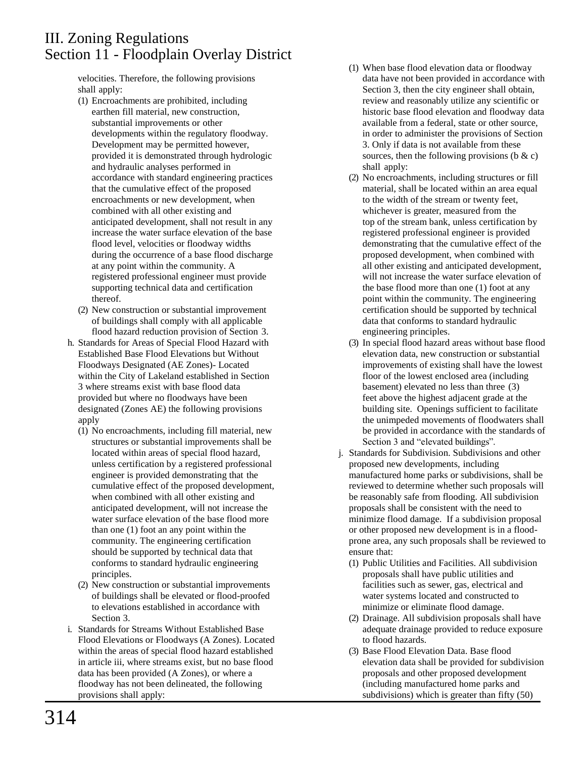velocities. Therefore, the following provisions shall apply:

(1) Encroachments are prohibited, including earthen fill material, new construction, substantial improvements or other developments within the regulatory floodway. Development may be permitted however, provided it is demonstrated through hydrologic and hydraulic analyses performed in accordance with standard engineering practices that the cumulative effect of the proposed encroachments or new development, when combined with all other existing and anticipated development, shall not result in any increase the water surface elevation of the base flood level, velocities or floodway widths during the occurrence of a base flood discharge at any point within the community. A registered professional engineer must provide supporting technical data and certification thereof.

(2) New construction or substantial improvement of buildings shall comply with all applicable flood hazard reduction provision of Section 3.

h. Standards for Areas of Special Flood Hazard with Established Base Flood Elevations but Without Floodways Designated (AE Zones)- Located within the City of Lakeland established in Section 3 where streams exist with base flood data provided but where no floodways have been designated (Zones AE) the following provisions apply

(1) No encroachments, including fill material, new structures or substantial improvements shall be located within areas of special flood hazard, unless certification by a registered professional engineer is provided demonstrating that the cumulative effect of the proposed development, when combined with all other existing and anticipated development, will not increase the water surface elevation of the base flood more than one (1) foot an any point within the community. The engineering certification should be supported by technical data that conforms to standard hydraulic engineering principles.

(2) New construction or substantial improvements of buildings shall be elevated or flood-proofed to elevations established in accordance with Section 3.

i. Standards for Streams Without Established Base Flood Elevations or Floodways (A Zones). Located within the areas of special flood hazard established in article iii, where streams exist, but no base flood data has been provided (A Zones), or where a floodway has not been delineated, the following provisions shall apply:

(1) When base flood elevation data or floodway data have not been provided in accordance with Section 3, then the city engineer shall obtain, review and reasonably utilize any scientific or historic base flood elevation and floodway data available from a federal, state or other source, in order to administer the provisions of Section 3. Only if data is not available from these sources, then the following provisions (b & c) shall apply:

(2) No encroachments, including structures or fill material, shall be located within an area equal to the width of the stream or twenty feet, whichever is greater, measured from the top of the stream bank, unless certification by registered professional engineer is provided demonstrating that the cumulative effect of the proposed development, when combined with all other existing and anticipated development, will not increase the water surface elevation of the base flood more than one (1) foot at any point within the community. The engineering certification should be supported by technical data that conforms to standard hydraulic engineering principles.

(3) In special flood hazard areas without base flood elevation data, new construction or substantial improvements of existing shall have the lowest floor of the lowest enclosed area (including basement) elevated no less than three (3) feet above the highest adjacent grade at the building site. Openings sufficient to facilitate the unimpeded movements of floodwaters shall be provided in accordance with the standards of Section 3 and "elevated buildings".

j. Standards for Subdivision. Subdivisions and other proposed new developments, including manufactured home parks or subdivisions, shall be reviewed to determine whether such proposals will be reasonably safe from flooding. All subdivision proposals shall be consistent with the need to minimize flood damage. If a subdivision proposal or other proposed new development is in a flood-prone area, any such proposals shall be reviewed to ensure that:

(1) Public Utilities and Facilities. All subdivision proposals shall have public utilities and facilities such as sewer, gas, electrical and water systems located and constructed to minimize or eliminate flood damage.

(2) Drainage. All subdivision proposals shall have adequate drainage provided to reduce exposure to flood hazards.

(3) Base Flood Elevation Data. Base flood elevation data shall be provided for subdivision proposals and other proposed development (including manufactured home parks and subdivisions) which is greater than fifty (50)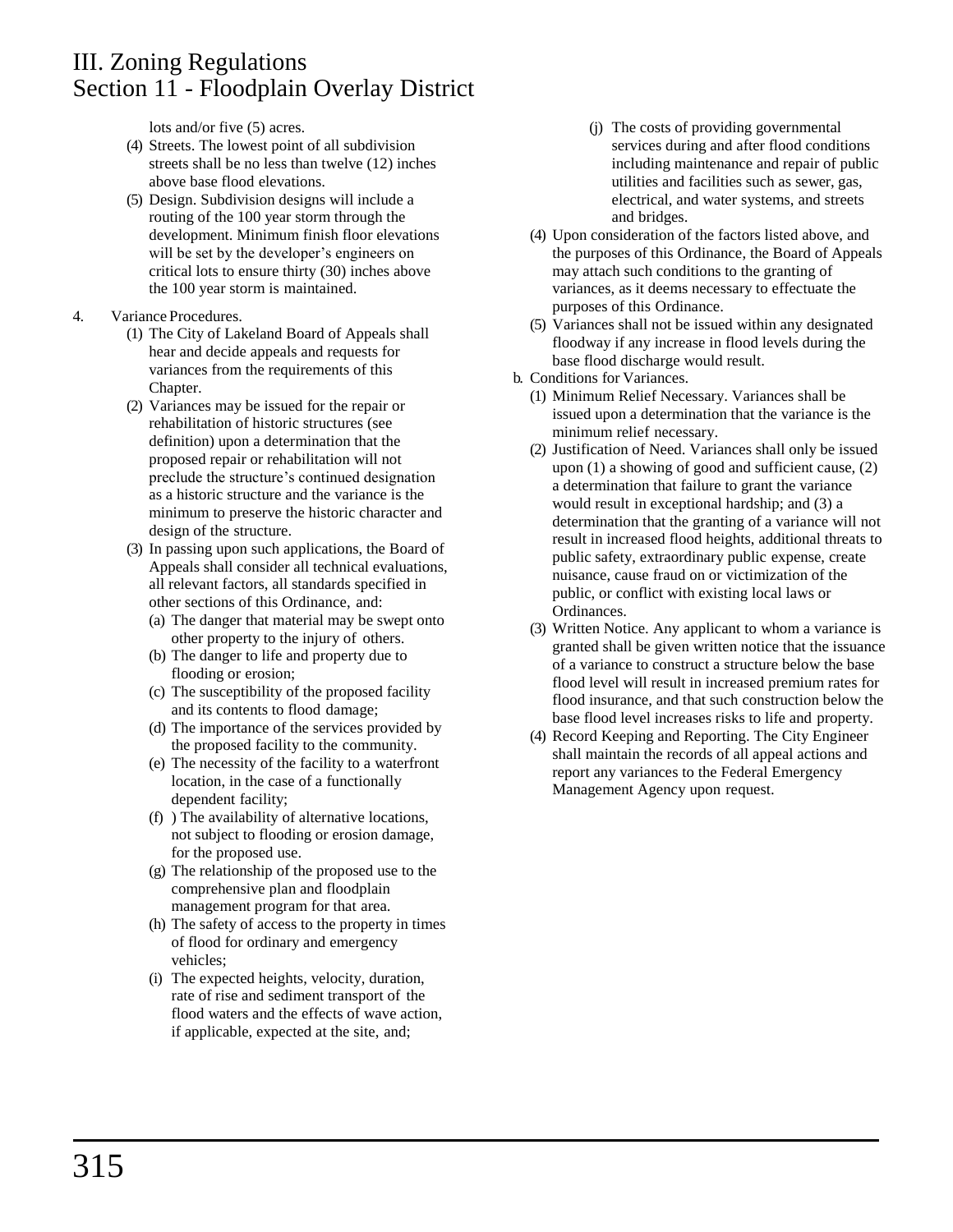lots and/or five (5) acres.

(4) Streets. The lowest point of all subdivision streets shall be no less than twelve (12) inches above base flood elevations.

(5) Design. Subdivision designs will include a routing of the 100 year storm through the development. Minimum finish floor elevations will be set by the developer's engineers on critical lots to ensure thirty (30) inches above the 100 year storm is maintained.

4. Variance Procedures.

(1) The City of Lakeland Board of Appeals shall hear and decide appeals and requests for variances from the requirements of this Chapter.

(2) Variances may be issued for the repair or rehabilitation of historic structures (see definition) upon a determination that the proposed repair or rehabilitation will not preclude the structure's continued designation as a historic structure and the variance is the minimum to preserve the historic character and design of the structure.

(3) In passing upon such applications, the Board of Appeals shall consider all technical evaluations, all relevant factors, all standards specified in other sections of this Ordinance, and:

(a) The danger that material may be swept onto other property to the injury of others.

(b) The danger to life and property due to flooding or erosion;

(c) The susceptibility of the proposed facility and its contents to flood damage;

(d) The importance of the services provided by the proposed facility to the community.

(e) The necessity of the facility to a waterfront location, in the case of a functionally dependent facility;

(f) ) The availability of alternative locations, not subject to flooding or erosion damage, for the proposed use.

(g) The relationship of the proposed use to the comprehensive plan and floodplain management program for that area.

(h) The safety of access to the property in times of flood for ordinary and emergency vehicles;

(i) The expected heights, velocity, duration, rate of rise and sediment transport of the flood waters and the effects of wave action, if applicable, expected at the site, and;

(j) The costs of providing governmental services during and after flood conditions including maintenance and repair of public utilities and facilities such as sewer, gas, electrical, and water systems, and streets and bridges.

(4) Upon consideration of the factors listed above, and the purposes of this Ordinance, the Board of Appeals may attach such conditions to the granting of variances, as it deems necessary to effectuate the purposes of this Ordinance.

(5) Variances shall not be issued within any designated floodway if any increase in flood levels during the base flood discharge would result.

b. Conditions for Variances.

(1) Minimum Relief Necessary. Variances shall be issued upon a determination that the variance is the minimum relief necessary.

(2) Justification of Need. Variances shall only be issued upon (1) a showing of good and sufficient cause, (2) a determination that failure to grant the variance would result in exceptional hardship; and (3) a determination that the granting of a variance will not result in increased flood heights, additional threats to public safety, extraordinary public expense, create nuisance, cause fraud on or victimization of the public, or conflict with existing local laws or Ordinances.

(3) Written Notice. Any applicant to whom a variance is granted shall be given written notice that the issuance of a variance to construct a structure below the base flood level will result in increased premium rates for flood insurance, and that such construction below the base flood level increases risks to life and property.

(4) Record Keeping and Reporting. The City Engineer shall maintain the records of all appeal actions and report any variances to the Federal Emergency Management Agency upon request.